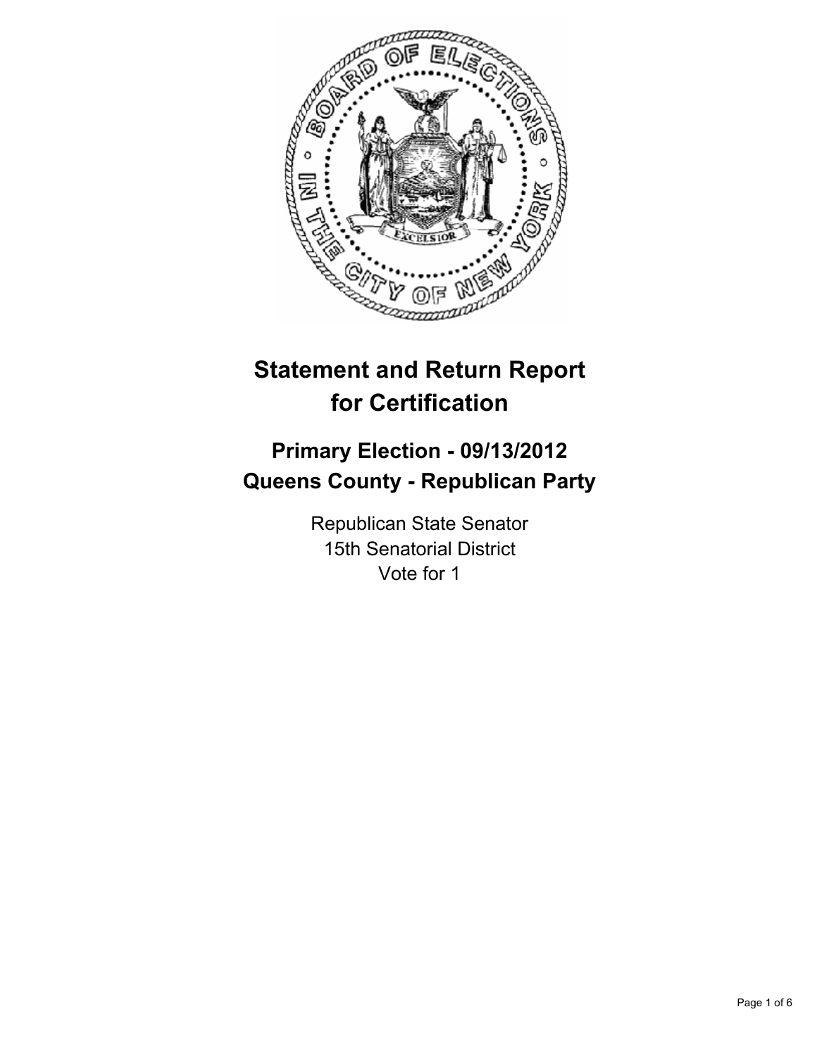# Statement and Return Report for Certification

## Primary Election - 09/13/2012
## Queens County - Republican Party

Republican State Senator
15th Senatorial District
Vote for 1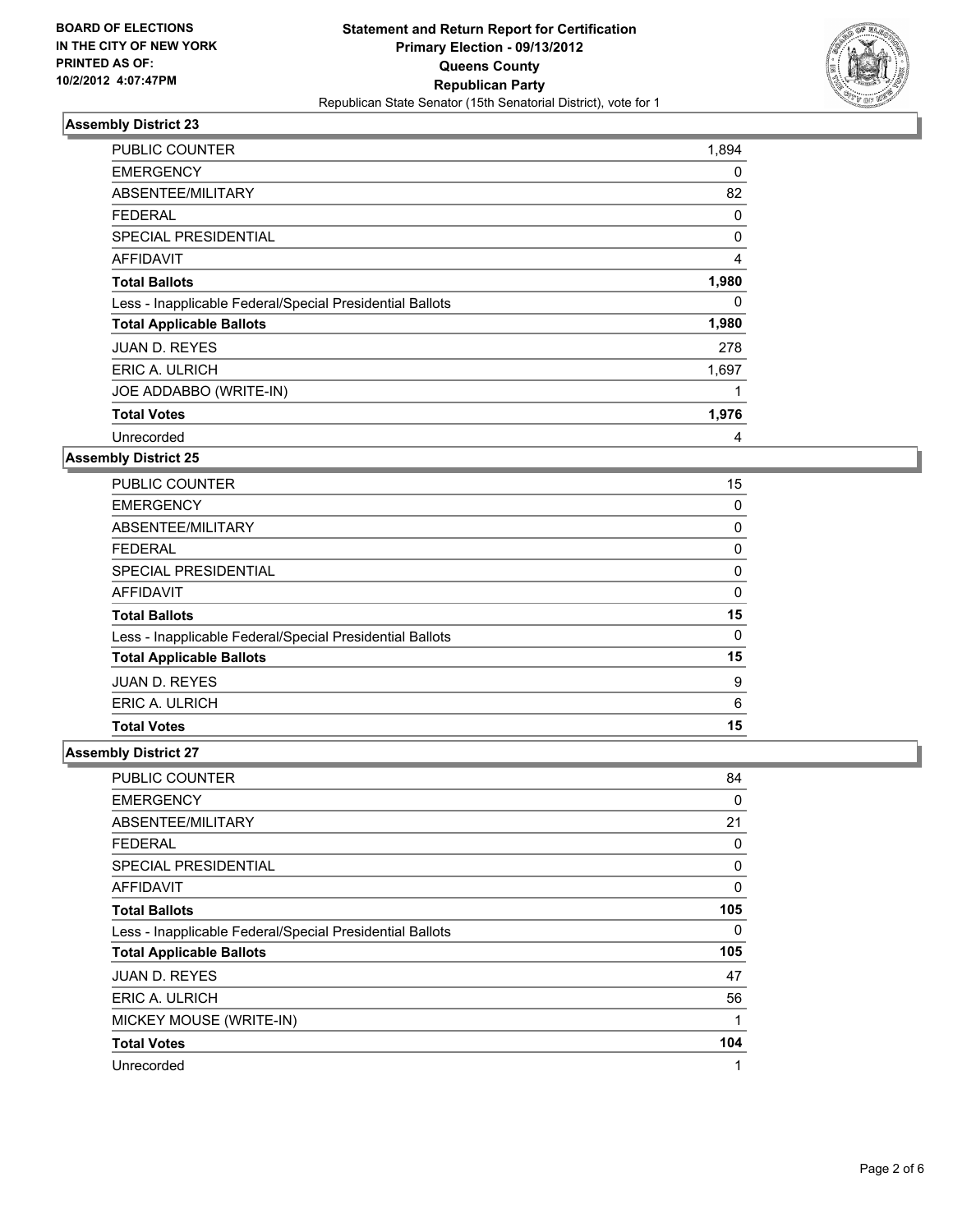BOARD OF ELECTIONS
IN THE CITY OF NEW YORK
PRINTED AS OF:
10/2/2012 4:07:47PM

**Statement and Return Report for Certification**
**Primary Election - 09/13/2012**
**Queens County**
**Republican Party**
Republican State Senator (15th Senatorial District), vote for 1

### Assembly District 23

| | |
|---|---|
| PUBLIC COUNTER | 1,894 |
| EMERGENCY | 0 |
| ABSENTEE/MILITARY | 82 |
| FEDERAL | 0 |
| SPECIAL PRESIDENTIAL | 0 |
| AFFIDAVIT | 4 |
| **Total Ballots** | **1,980** |
| Less - Inapplicable Federal/Special Presidential Ballots | 0 |
| **Total Applicable Ballots** | **1,980** |
| JUAN D. REYES | 278 |
| ERIC A. ULRICH | 1,697 |
| JOE ADDABBO (WRITE-IN) | 1 |
| **Total Votes** | **1,976** |
| Unrecorded | 4 |

### Assembly District 25

| | |
|---|---|
| PUBLIC COUNTER | 15 |
| EMERGENCY | 0 |
| ABSENTEE/MILITARY | 0 |
| FEDERAL | 0 |
| SPECIAL PRESIDENTIAL | 0 |
| AFFIDAVIT | 0 |
| **Total Ballots** | **15** |
| Less - Inapplicable Federal/Special Presidential Ballots | 0 |
| **Total Applicable Ballots** | **15** |
| JUAN D. REYES | 9 |
| ERIC A. ULRICH | 6 |
| **Total Votes** | **15** |

### Assembly District 27

| | |
|---|---|
| PUBLIC COUNTER | 84 |
| EMERGENCY | 0 |
| ABSENTEE/MILITARY | 21 |
| FEDERAL | 0 |
| SPECIAL PRESIDENTIAL | 0 |
| AFFIDAVIT | 0 |
| **Total Ballots** | **105** |
| Less - Inapplicable Federal/Special Presidential Ballots | 0 |
| **Total Applicable Ballots** | **105** |
| JUAN D. REYES | 47 |
| ERIC A. ULRICH | 56 |
| MICKEY MOUSE (WRITE-IN) | 1 |
| **Total Votes** | **104** |
| Unrecorded | 1 |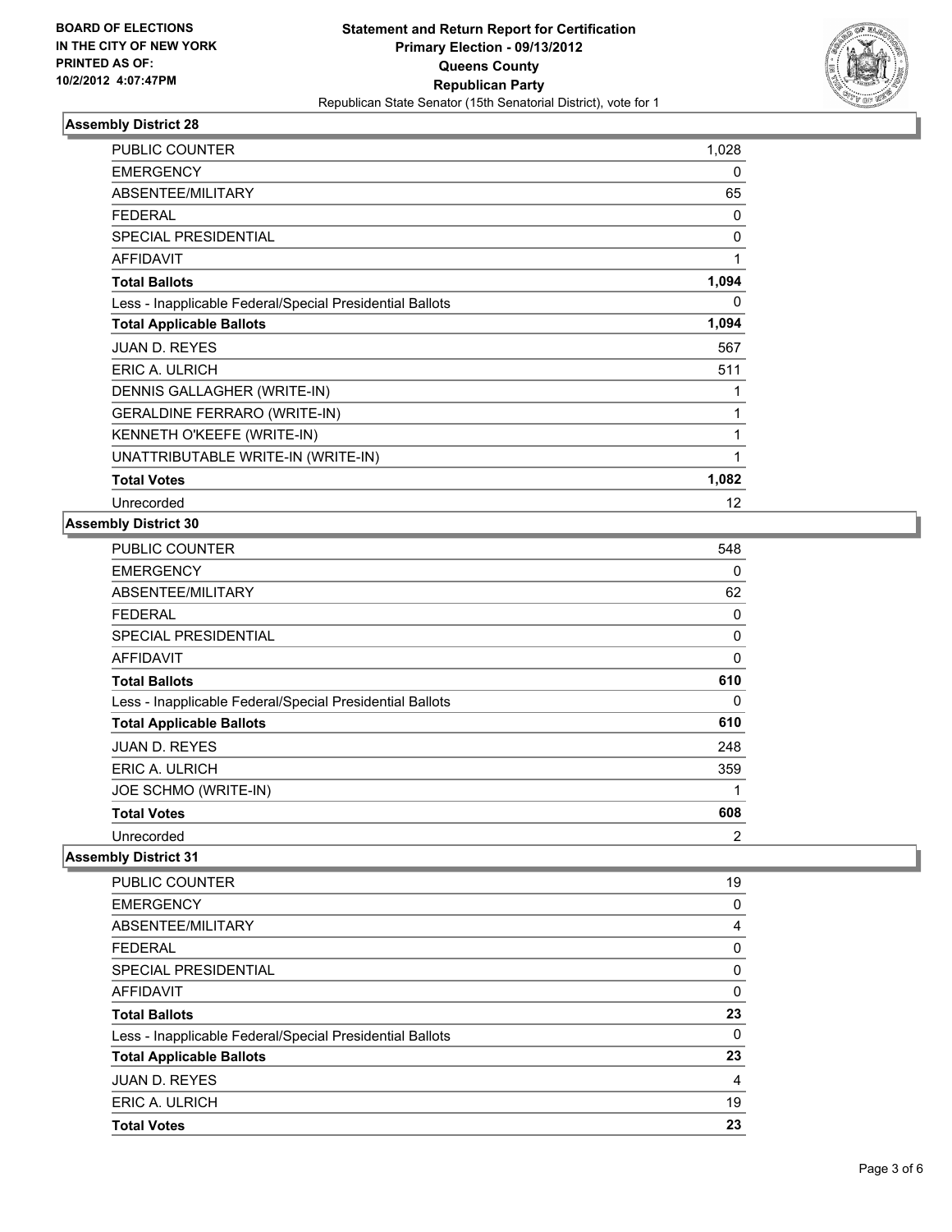## Assembly District 28

| | |
|---|---|
| PUBLIC COUNTER | 1,028 |
| EMERGENCY | 0 |
| ABSENTEE/MILITARY | 65 |
| FEDERAL | 0 |
| SPECIAL PRESIDENTIAL | 0 |
| AFFIDAVIT | 1 |
| **Total Ballots** | **1,094** |
| Less - Inapplicable Federal/Special Presidential Ballots | 0 |
| **Total Applicable Ballots** | **1,094** |
| JUAN D. REYES | 567 |
| ERIC A. ULRICH | 511 |
| DENNIS GALLAGHER (WRITE-IN) | 1 |
| GERALDINE FERRARO (WRITE-IN) | 1 |
| KENNETH O'KEEFE (WRITE-IN) | 1 |
| UNATTRIBUTABLE WRITE-IN (WRITE-IN) | 1 |
| **Total Votes** | **1,082** |
| Unrecorded | 12 |

## Assembly District 30

| | |
|---|---|
| PUBLIC COUNTER | 548 |
| EMERGENCY | 0 |
| ABSENTEE/MILITARY | 62 |
| FEDERAL | 0 |
| SPECIAL PRESIDENTIAL | 0 |
| AFFIDAVIT | 0 |
| **Total Ballots** | **610** |
| Less - Inapplicable Federal/Special Presidential Ballots | 0 |
| **Total Applicable Ballots** | **610** |
| JUAN D. REYES | 248 |
| ERIC A. ULRICH | 359 |
| JOE SCHMO (WRITE-IN) | 1 |
| **Total Votes** | **608** |
| Unrecorded | 2 |

## Assembly District 31

| | |
|---|---|
| PUBLIC COUNTER | 19 |
| EMERGENCY | 0 |
| ABSENTEE/MILITARY | 4 |
| FEDERAL | 0 |
| SPECIAL PRESIDENTIAL | 0 |
| AFFIDAVIT | 0 |
| **Total Ballots** | **23** |
| Less - Inapplicable Federal/Special Presidential Ballots | 0 |
| **Total Applicable Ballots** | **23** |
| JUAN D. REYES | 4 |
| ERIC A. ULRICH | 19 |
| **Total Votes** | **23** |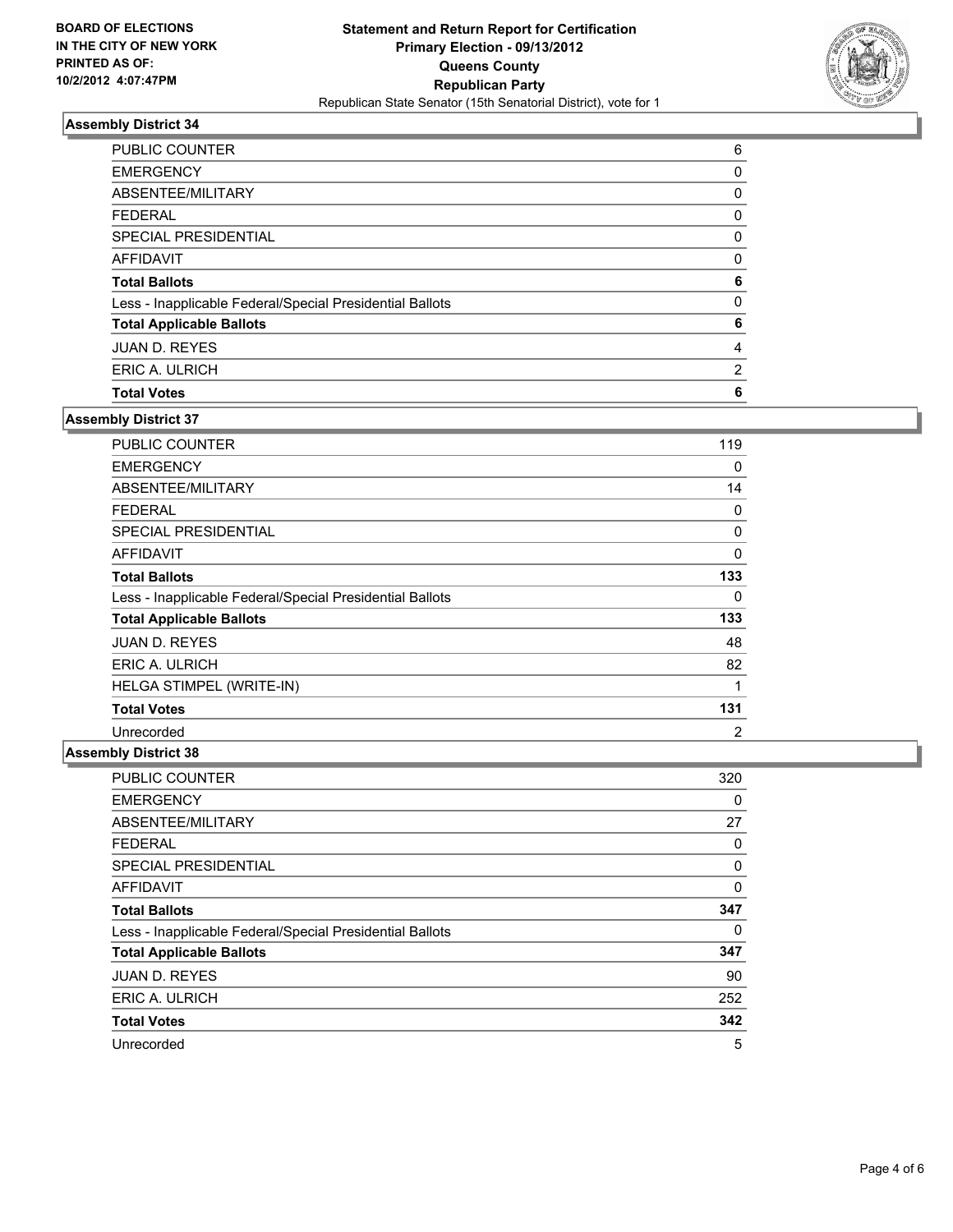**BOARD OF ELECTIONS IN THE CITY OF NEW YORK PRINTED AS OF: 10/2/2012 4:07:47PM**

**Statement and Return Report for Certification**
**Primary Election - 09/13/2012**
**Queens County**
**Republican Party**
Republican State Senator (15th Senatorial District), vote for 1

### Assembly District 34

| | |
|---|---|
| PUBLIC COUNTER | 6 |
| EMERGENCY | 0 |
| ABSENTEE/MILITARY | 0 |
| FEDERAL | 0 |
| SPECIAL PRESIDENTIAL | 0 |
| AFFIDAVIT | 0 |
| **Total Ballots** | **6** |
| Less - Inapplicable Federal/Special Presidential Ballots | 0 |
| **Total Applicable Ballots** | **6** |
| JUAN D. REYES | 4 |
| ERIC A. ULRICH | 2 |
| **Total Votes** | **6** |

### Assembly District 37

| | |
|---|---|
| PUBLIC COUNTER | 119 |
| EMERGENCY | 0 |
| ABSENTEE/MILITARY | 14 |
| FEDERAL | 0 |
| SPECIAL PRESIDENTIAL | 0 |
| AFFIDAVIT | 0 |
| **Total Ballots** | **133** |
| Less - Inapplicable Federal/Special Presidential Ballots | 0 |
| **Total Applicable Ballots** | **133** |
| JUAN D. REYES | 48 |
| ERIC A. ULRICH | 82 |
| HELGA STIMPEL (WRITE-IN) | 1 |
| **Total Votes** | **131** |
| Unrecorded | 2 |

### Assembly District 38

| | |
|---|---|
| PUBLIC COUNTER | 320 |
| EMERGENCY | 0 |
| ABSENTEE/MILITARY | 27 |
| FEDERAL | 0 |
| SPECIAL PRESIDENTIAL | 0 |
| AFFIDAVIT | 0 |
| **Total Ballots** | **347** |
| Less - Inapplicable Federal/Special Presidential Ballots | 0 |
| **Total Applicable Ballots** | **347** |
| JUAN D. REYES | 90 |
| ERIC A. ULRICH | 252 |
| **Total Votes** | **342** |
| Unrecorded | 5 |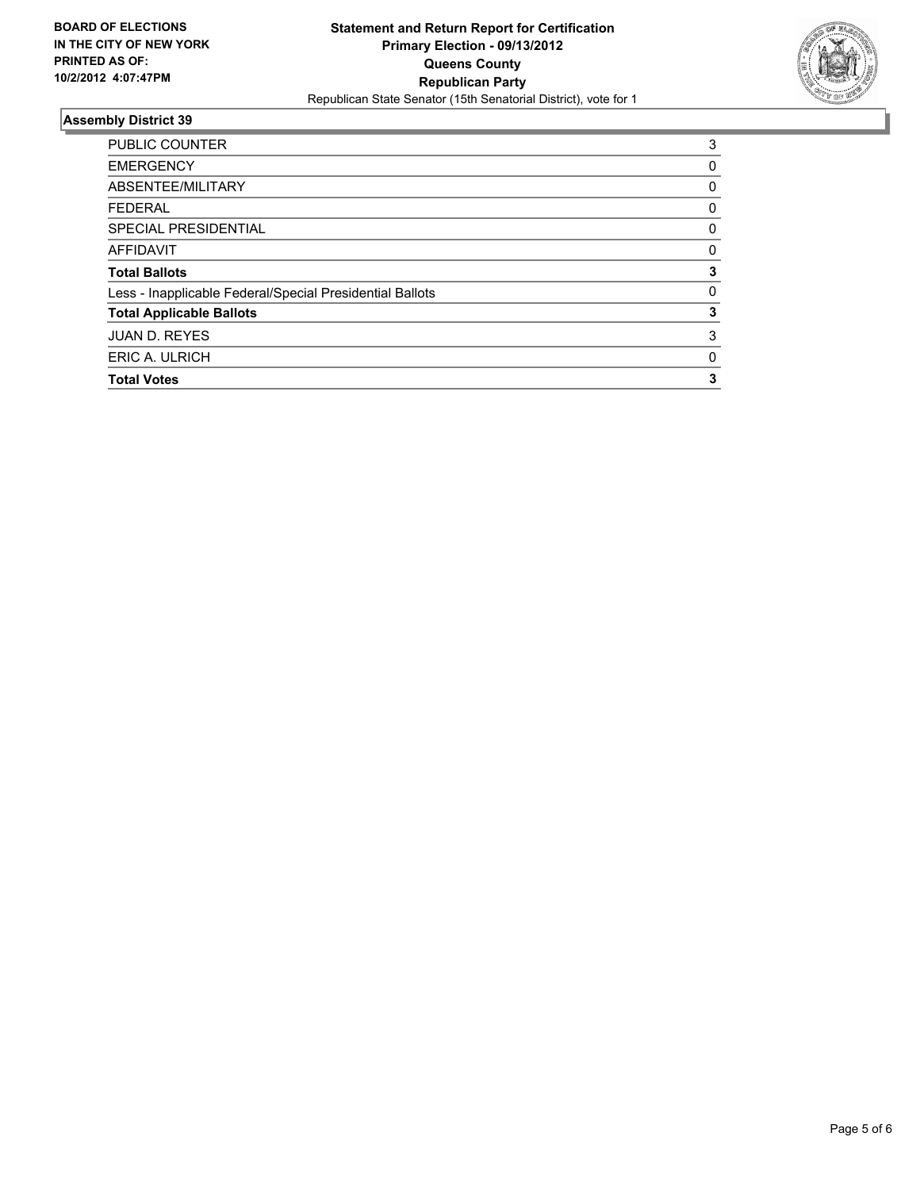**BOARD OF ELECTIONS IN THE CITY OF NEW YORK PRINTED AS OF: 10/2/2012 4:07:47PM**

**Statement and Return Report for Certification**
**Primary Election - 09/13/2012**
**Queens County**
**Republican Party**
Republican State Senator (15th Senatorial District), vote for 1

## Assembly District 39

| | |
|---|---|
| PUBLIC COUNTER | 3 |
| EMERGENCY | 0 |
| ABSENTEE/MILITARY | 0 |
| FEDERAL | 0 |
| SPECIAL PRESIDENTIAL | 0 |
| AFFIDAVIT | 0 |
| **Total Ballots** | **3** |
| Less - Inapplicable Federal/Special Presidential Ballots | 0 |
| **Total Applicable Ballots** | **3** |
| JUAN D. REYES | 3 |
| ERIC A. ULRICH | 0 |
| **Total Votes** | **3** |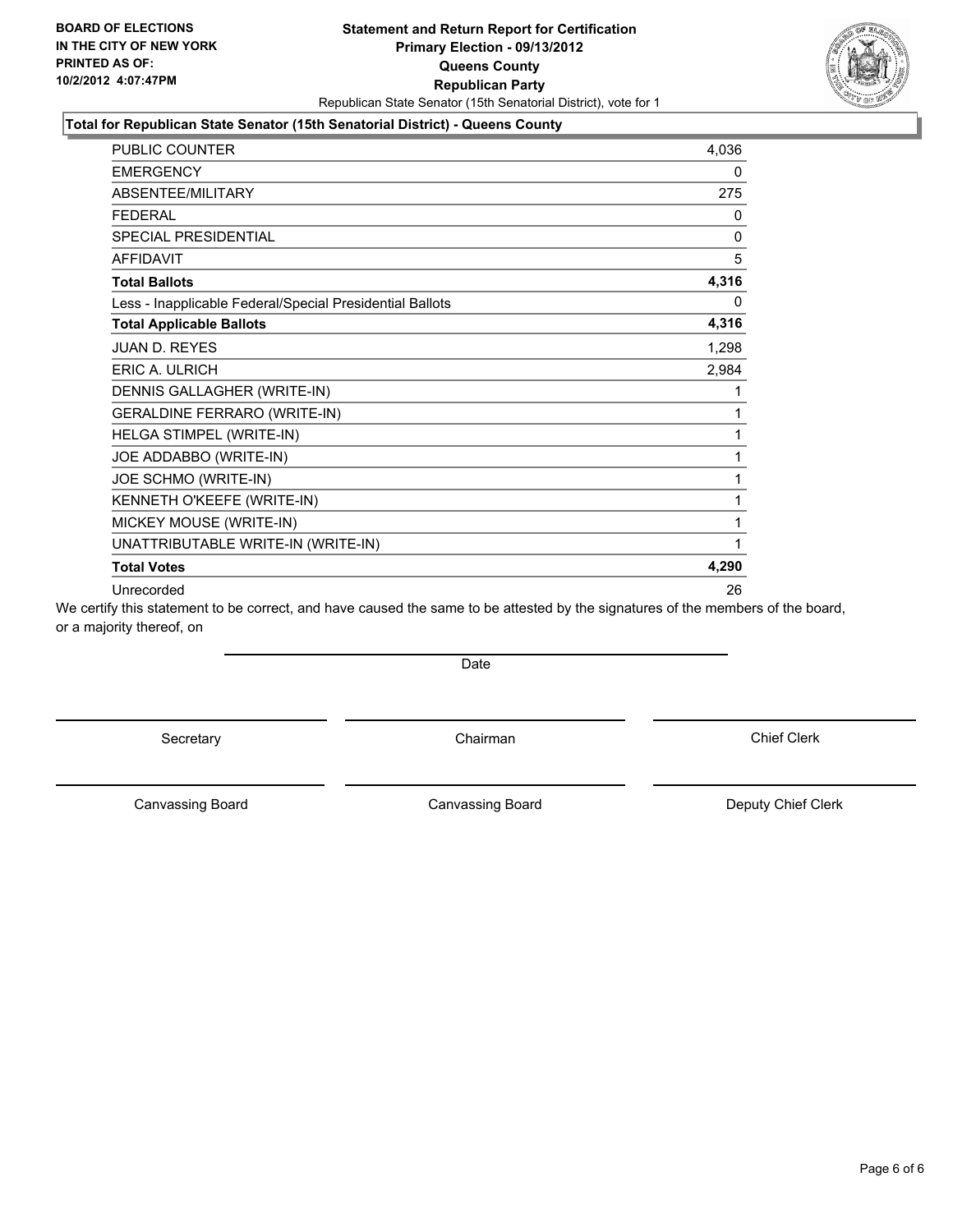**BOARD OF ELECTIONS IN THE CITY OF NEW YORK PRINTED AS OF: 10/2/2012 4:07:47PM**

**Statement and Return Report for Certification**
**Primary Election - 09/13/2012**
**Queens County**
**Republican Party**
Republican State Senator (15th Senatorial District), vote for 1

### Total for Republican State Senator (15th Senatorial District) - Queens County

| | |
|---|---|
| PUBLIC COUNTER | 4,036 |
| EMERGENCY | 0 |
| ABSENTEE/MILITARY | 275 |
| FEDERAL | 0 |
| SPECIAL PRESIDENTIAL | 0 |
| AFFIDAVIT | 5 |
| **Total Ballots** | **4,316** |
| Less - Inapplicable Federal/Special Presidential Ballots | 0 |
| **Total Applicable Ballots** | **4,316** |
| JUAN D. REYES | 1,298 |
| ERIC A. ULRICH | 2,984 |
| DENNIS GALLAGHER (WRITE-IN) | 1 |
| GERALDINE FERRARO (WRITE-IN) | 1 |
| HELGA STIMPEL (WRITE-IN) | 1 |
| JOE ADDABBO (WRITE-IN) | 1 |
| JOE SCHMO (WRITE-IN) | 1 |
| KENNETH O'KEEFE (WRITE-IN) | 1 |
| MICKEY MOUSE (WRITE-IN) | 1 |
| UNATTRIBUTABLE WRITE-IN (WRITE-IN) | 1 |
| **Total Votes** | **4,290** |
| Unrecorded | 26 |

We certify this statement to be correct, and have caused the same to be attested by the signatures of the members of the board, or a majority thereof, on

Date

Secretary

Chairman

Chief Clerk

Canvassing Board

Canvassing Board

Deputy Chief Clerk